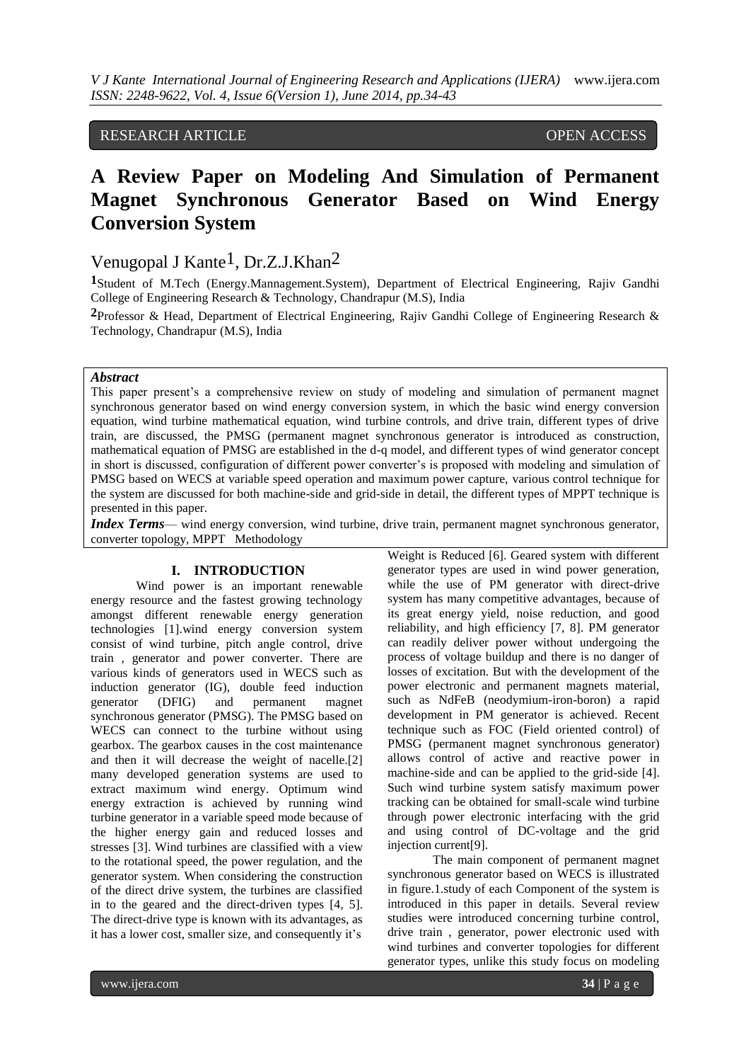RESEARCH ARTICLE OPEN ACCESS

# A Review Paper on Modeling And Simulation of Permanent Magnet Synchronous Generator Based on Wind Energy Conversion System

Venugopal J Kante[1], Dr.Z.J.Khan[2]

[1]Student of M.Tech (Energy.Mannagement.System), Department of Electrical Engineering, Rajiv Gandhi College of Engineering Research & Technology, Chandrapur (M.S), India

[2]Professor & Head, Department of Electrical Engineering, Rajiv Gandhi College of Engineering Research & Technology, Chandrapur (M.S), India

***Abstract***

This paper present's a comprehensive review on study of modeling and simulation of permanent magnet synchronous generator based on wind energy conversion system, in which the basic wind energy conversion equation, wind turbine mathematical equation, wind turbine controls, and drive train, different types of drive train, are discussed, the PMSG (permanent magnet synchronous generator is introduced as construction, mathematical equation of PMSG are established in the d-q model, and different types of wind generator concept in short is discussed, configuration of different power converter's is proposed with modeling and simulation of PMSG based on WECS at variable speed operation and maximum power capture, various control technique for the system are discussed for both machine-side and grid-side in detail, the different types of MPPT technique is presented in this paper.

***Index Terms***— wind energy conversion, wind turbine, drive train, permanent magnet synchronous generator, converter topology, MPPT Methodology

## I. INTRODUCTION

Wind power is an important renewable energy resource and the fastest growing technology amongst different renewable energy generation technologies [1].wind energy conversion system consist of wind turbine, pitch angle control, drive train , generator and power converter. There are various kinds of generators used in WECS such as induction generator (IG), double feed induction generator (DFIG) and permanent magnet synchronous generator (PMSG). The PMSG based on WECS can connect to the turbine without using gearbox. The gearbox causes in the cost maintenance and then it will decrease the weight of nacelle.[2] many developed generation systems are used to extract maximum wind energy. Optimum wind energy extraction is achieved by running wind turbine generator in a variable speed mode because of the higher energy gain and reduced losses and stresses [3]. Wind turbines are classified with a view to the rotational speed, the power regulation, and the generator system. When considering the construction of the direct drive system, the turbines are classified in to the geared and the direct-driven types [4, 5]. The direct-drive type is known with its advantages, as it has a lower cost, smaller size, and consequently it's Weight is Reduced [6]. Geared system with different generator types are used in wind power generation, while the use of PM generator with direct-drive system has many competitive advantages, because of its great energy yield, noise reduction, and good reliability, and high efficiency [7, 8]. PM generator can readily deliver power without undergoing the process of voltage buildup and there is no danger of losses of excitation. But with the development of the power electronic and permanent magnets material, such as NdFeB (neodymium-iron-boron) a rapid development in PM generator is achieved. Recent technique such as FOC (Field oriented control) of PMSG (permanent magnet synchronous generator) allows control of active and reactive power in machine-side and can be applied to the grid-side [4]. Such wind turbine system satisfy maximum power tracking can be obtained for small-scale wind turbine through power electronic interfacing with the grid and using control of DC-voltage and the grid injection current[9].

The main component of permanent magnet synchronous generator based on WECS is illustrated in figure.1.study of each Component of the system is introduced in this paper in details. Several review studies were introduced concerning turbine control, drive train , generator, power electronic used with wind turbines and converter topologies for different generator types, unlike this study focus on modeling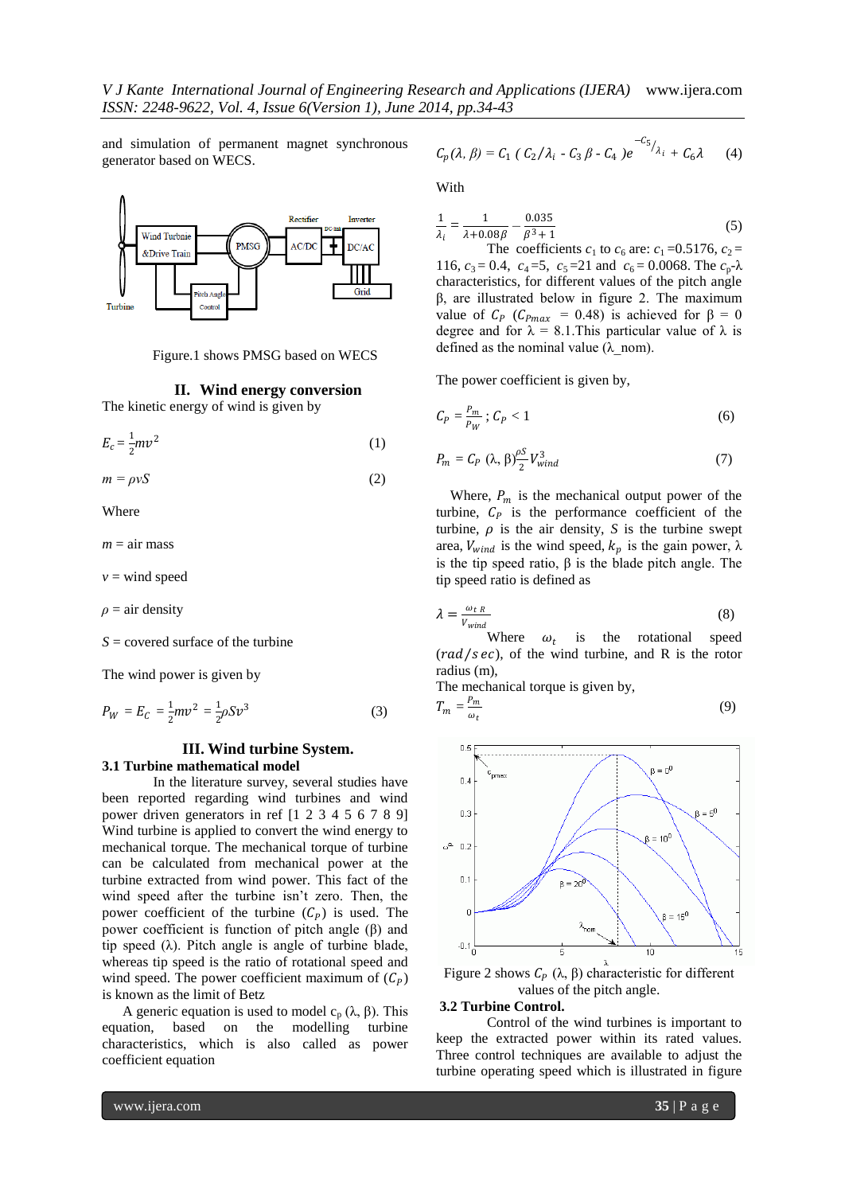and simulation of permanent magnet synchronous generator based on WECS.

Figure.1 shows PMSG based on WECS

## II. Wind energy conversion

The kinetic energy of wind is given by

$$E_c = \frac{1}{2} m v^2 \quad (1)$$

$$m = \rho v S \quad (2)$$

Where

$m$ = air mass

$v$ = wind speed

$\rho$ = air density

$S$ = covered surface of the turbine

The wind power is given by

$$P_W = E_C = \frac{1}{2} m v^2 = \frac{1}{2} \rho S v^3 \quad (3)$$

## III. Wind turbine System.

### 3.1 Turbine mathematical model

In the literature survey, several studies have been reported regarding wind turbines and wind power driven generators in ref [1 2 3 4 5 6 7 8 9] Wind turbine is applied to convert the wind energy to mechanical torque. The mechanical torque of turbine can be calculated from mechanical power at the turbine extracted from wind power. This fact of the wind speed after the turbine isn't zero. Then, the power coefficient of the turbine ($C_P$) is used. The power coefficient is function of pitch angle (β) and tip speed (λ). Pitch angle is angle of turbine blade, whereas tip speed is the ratio of rotational speed and wind speed. The power coefficient maximum of ($C_P$) is known as the limit of Betz

A generic equation is used to model $c_p$ (λ, β). This equation, based on the modelling turbine characteristics, which is also called as power coefficient equation

$$C_p(\lambda, \beta) = C_1 \left( C_2/\lambda_i - C_3 \beta - C_4 \right) e^{-C_5/\lambda_i} + C_6 \lambda \quad (4)$$

With

$$\frac{1}{\lambda_i} = \frac{1}{\lambda + 0.08\beta} - \frac{0.035}{\beta^3 + 1} \quad (5)$$

The coefficients $c_1$ to $c_6$ are: $c_1$ =0.5176, $c_2$ = 116, $c_3$ = 0.4, $c_4$ =5, $c_5$ =21 and $c_6$ = 0.0068. The $c_p$-λ characteristics, for different values of the pitch angle β, are illustrated below in figure 2. The maximum value of $C_P$ ($C_{Pmax}$ = 0.48) is achieved for β = 0 degree and for λ = 8.1.This particular value of λ is defined as the nominal value (λ_nom).

The power coefficient is given by,

$$C_P = \frac{P_m}{P_W} \; ; C_P < 1 \quad (6)$$

$$P_m = C_P \, (\lambda, \beta) \frac{\rho S}{2} V_{wind}^3 \quad (7)$$

Where, $P_m$ is the mechanical output power of the turbine, $C_P$ is the performance coefficient of the turbine, $\rho$ is the air density, $S$ is the turbine swept area, $V_{wind}$ is the wind speed, $k_p$ is the gain power, λ is the tip speed ratio, β is the blade pitch angle. The tip speed ratio is defined as

$$\lambda = \frac{\omega_t R}{V_{wind}} \quad (8)$$

Where $\omega_t$ is the rotational speed ($rad/sec$), of the wind turbine, and R is the rotor radius (m),

The mechanical torque is given by,

$$T_m = \frac{P_m}{\omega_t} \quad (9)$$

Figure 2 shows $C_P$ (λ, β) characteristic for different values of the pitch angle.

### 3.2 Turbine Control.

Control of the wind turbines is important to keep the extracted power within its rated values. Three control techniques are available to adjust the turbine operating speed which is illustrated in figure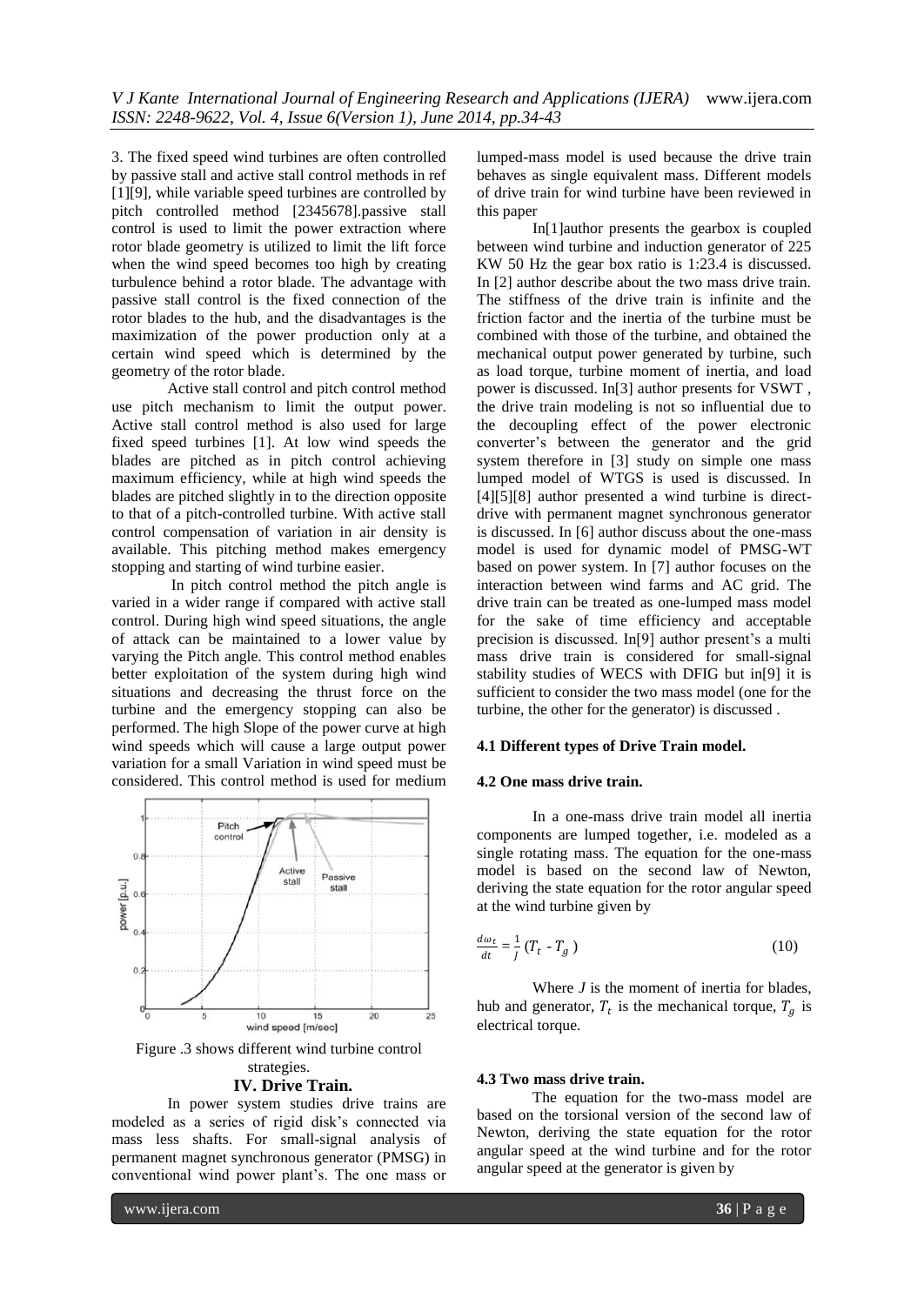3. The fixed speed wind turbines are often controlled by passive stall and active stall control methods in ref [1][9], while variable speed turbines are controlled by pitch controlled method [2345678].passive stall control is used to limit the power extraction where rotor blade geometry is utilized to limit the lift force when the wind speed becomes too high by creating turbulence behind a rotor blade. The advantage with passive stall control is the fixed connection of the rotor blades to the hub, and the disadvantages is the maximization of the power production only at a certain wind speed which is determined by the geometry of the rotor blade.

Active stall control and pitch control method use pitch mechanism to limit the output power. Active stall control method is also used for large fixed speed turbines [1]. At low wind speeds the blades are pitched as in pitch control achieving maximum efficiency, while at high wind speeds the blades are pitched slightly in to the direction opposite to that of a pitch-controlled turbine. With active stall control compensation of variation in air density is available. This pitching method makes emergency stopping and starting of wind turbine easier.

In pitch control method the pitch angle is varied in a wider range if compared with active stall control. During high wind speed situations, the angle of attack can be maintained to a lower value by varying the Pitch angle. This control method enables better exploitation of the system during high wind situations and decreasing the thrust force on the turbine and the emergency stopping can also be performed. The high Slope of the power curve at high wind speeds which will cause a large output power variation for a small Variation in wind speed must be considered. This control method is used for medium

Figure .3 shows different wind turbine control strategies.

## IV. Drive Train.

In power system studies drive trains are modeled as a series of rigid disk's connected via mass less shafts. For small-signal analysis of permanent magnet synchronous generator (PMSG) in conventional wind power plant's. The one mass or lumped-mass model is used because the drive train behaves as single equivalent mass. Different models of drive train for wind turbine have been reviewed in this paper

In[1]author presents the gearbox is coupled between wind turbine and induction generator of 225 KW 50 Hz the gear box ratio is 1:23.4 is discussed. In [2] author describe about the two mass drive train. The stiffness of the drive train is infinite and the friction factor and the inertia of the turbine must be combined with those of the turbine, and obtained the mechanical output power generated by turbine, such as load torque, turbine moment of inertia, and load power is discussed. In[3] author presents for VSWT , the drive train modeling is not so influential due to the decoupling effect of the power electronic converter's between the generator and the grid system therefore in [3] study on simple one mass lumped model of WTGS is used is discussed. In [4][5][8] author presented a wind turbine is direct-drive with permanent magnet synchronous generator is discussed. In [6] author discuss about the one-mass model is used for dynamic model of PMSG-WT based on power system. In [7] author focuses on the interaction between wind farms and AC grid. The drive train can be treated as one-lumped mass model for the sake of time efficiency and acceptable precision is discussed. In[9] author present's a multi mass drive train is considered for small-signal stability studies of WECS with DFIG but in[9] it is sufficient to consider the two mass model (one for the turbine, the other for the generator) is discussed .

### 4.1 Different types of Drive Train model.

### 4.2 One mass drive train.

In a one-mass drive train model all inertia components are lumped together, i.e. modeled as a single rotating mass. The equation for the one-mass model is based on the second law of Newton, deriving the state equation for the rotor angular speed at the wind turbine given by

$$\frac{d\omega_t}{dt} = \frac{1}{J}\left(T_t - T_g\right) \tag{10}$$

Where $J$ is the moment of inertia for blades, hub and generator, $T_t$ is the mechanical torque, $T_g$ is electrical torque.

### 4.3 Two mass drive train.

The equation for the two-mass model are based on the torsional version of the second law of Newton, deriving the state equation for the rotor angular speed at the wind turbine and for the rotor angular speed at the generator is given by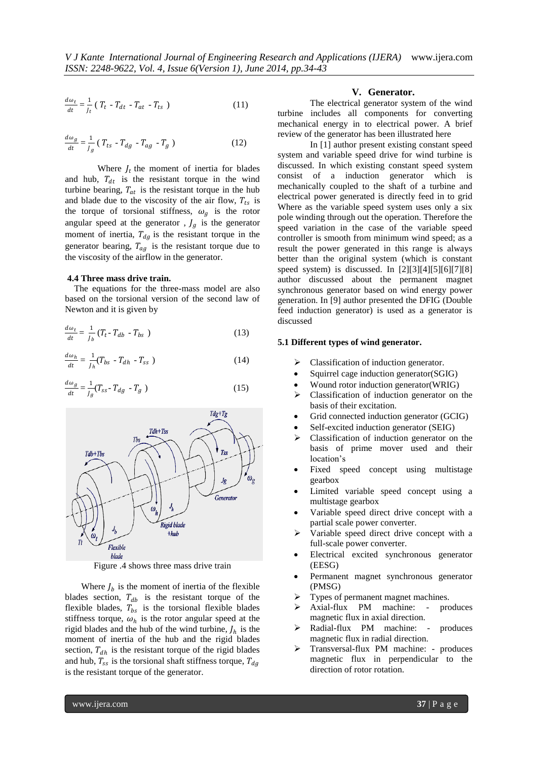$$\frac{d\omega_t}{dt} = \frac{1}{J_t} \left( T_t - T_{dt} - T_{at} - T_{ts} \right) \quad (11)$$

$$\frac{d\omega_g}{dt} = \frac{1}{J_g} \left( T_{ts} - T_{dg} - T_{ag} - T_g \right) \quad (12)$$

Where $J_t$ the moment of inertia for blades and hub, $T_{dt}$ is the resistant torque in the wind turbine bearing, $T_{at}$ is the resistant torque in the hub and blade due to the viscosity of the air flow, $T_{ts}$ is the torque of torsional stiffness, $\omega_g$ is the rotor angular speed at the generator , $J_g$ is the generator moment of inertia, $T_{dg}$ is the resistant torque in the generator bearing, $T_{ag}$ is the resistant torque due to the viscosity of the airflow in the generator.

**4.4 Three mass drive train.**

The equations for the three-mass model are also based on the torsional version of the second law of Newton and it is given by

$$\frac{d\omega_t}{dt} = \frac{1}{J_b} \left( T_t - T_{db} - T_{bs} \right) \quad (13)$$

$$\frac{d\omega_h}{dt} = \frac{1}{J_h} \left( T_{bs} - T_{dh} - T_{ss} \right) \quad (14)$$

$$\frac{d\omega_g}{dt} = \frac{1}{J_g} \left( T_{ss} - T_{dg} - T_g \right) \quad (15)$$

Figure .4 shows three mass drive train

Where $J_b$ is the moment of inertia of the flexible blades section, $T_{db}$ is the resistant torque of the flexible blades, $T_{bs}$ is the torsional flexible blades stiffness torque, $\omega_h$ is the rotor angular speed at the rigid blades and the hub of the wind turbine, $J_h$ is the moment of inertia of the hub and the rigid blades section, $T_{dh}$ is the resistant torque of the rigid blades and hub, $T_{ss}$ is the torsional shaft stiffness torque, $T_{dg}$ is the resistant torque of the generator.

## V. Generator.

The electrical generator system of the wind turbine includes all components for converting mechanical energy in to electrical power. A brief review of the generator has been illustrated here

In [1] author present existing constant speed system and variable speed drive for wind turbine is discussed. In which existing constant speed system consist of a induction generator which is mechanically coupled to the shaft of a turbine and electrical power generated is directly feed in to grid Where as the variable speed system uses only a six pole winding through out the operation. Therefore the speed variation in the case of the variable speed controller is smooth from minimum wind speed; as a result the power generated in this range is always better than the original system (which is constant speed system) is discussed. In [2][3][4][5][6][7][8] author discussed about the permanent magnet synchronous generator based on wind energy power generation. In [9] author presented the DFIG (Double feed induction generator) is used as a generator is discussed

**5.1 Different types of wind generator.**

- ➢ Classification of induction generator.
- Squirrel cage induction generator(SGIG)
- Wound rotor induction generator(WRIG)
- ➢ Classification of induction generator on the basis of their excitation.
- Grid connected induction generator (GCIG)
- Self-excited induction generator (SEIG)
- ➢ Classification of induction generator on the basis of prime mover used and their location's
- Fixed speed concept using multistage gearbox
- Limited variable speed concept using a multistage gearbox
- Variable speed direct drive concept with a partial scale power converter.
- ➢ Variable speed direct drive concept with a full-scale power converter.
- Electrical excited synchronous generator (EESG)
- Permanent magnet synchronous generator (PMSG)
- ➢ Types of permanent magnet machines.
- ➢ Axial-flux PM machine: - produces magnetic flux in axial direction.
- ➢ Radial-flux PM machine: - produces magnetic flux in radial direction.
- ➢ Transversal-flux PM machine: - produces magnetic flux in perpendicular to the direction of rotor rotation.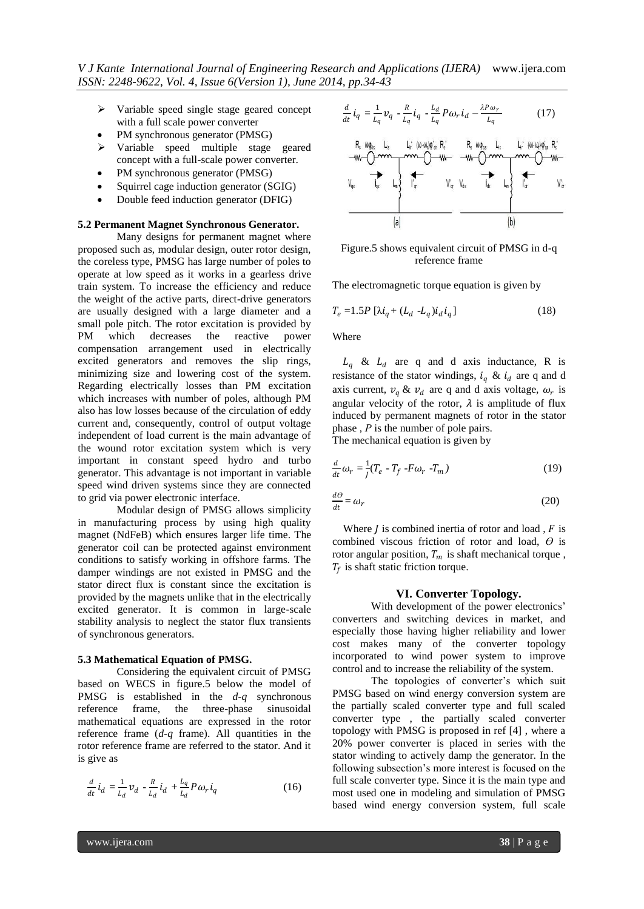- ➢ Variable speed single stage geared concept with a full scale power converter
- PM synchronous generator (PMSG)
- ➢ Variable speed multiple stage geared concept with a full-scale power converter.
- PM synchronous generator (PMSG)
- Squirrel cage induction generator (SGIG)
- Double feed induction generator (DFIG)

### 5.2 Permanent Magnet Synchronous Generator.

Many designs for permanent magnet where proposed such as, modular design, outer rotor design, the coreless type, PMSG has large number of poles to operate at low speed as it works in a gearless drive train system. To increase the efficiency and reduce the weight of the active parts, direct-drive generators are usually designed with a large diameter and a small pole pitch. The rotor excitation is provided by PM which decreases the reactive power compensation arrangement used in electrically excited generators and removes the slip rings, minimizing size and lowering cost of the system. Regarding electrically losses than PM excitation which increases with number of poles, although PM also has low losses because of the circulation of eddy current and, consequently, control of output voltage independent of load current is the main advantage of the wound rotor excitation system which is very important in constant speed hydro and turbo generator. This advantage is not important in variable speed wind driven systems since they are connected to grid via power electronic interface.

Modular design of PMSG allows simplicity in manufacturing process by using high quality magnet (NdFeB) which ensures larger life time. The generator coil can be protected against environment conditions to satisfy working in offshore farms. The damper windings are not existed in PMSG and the stator direct flux is constant since the excitation is provided by the magnets unlike that in the electrically excited generator. It is common in large-scale stability analysis to neglect the stator flux transients of synchronous generators.

### 5.3 Mathematical Equation of PMSG.

Considering the equivalent circuit of PMSG based on WECS in figure.5 below the model of PMSG is established in the *d-q* synchronous reference frame, the three-phase sinusoidal mathematical equations are expressed in the rotor reference frame (*d-q* frame). All quantities in the rotor reference frame are referred to the stator. And it is give as

$$\frac{d}{dt} i_d = \frac{1}{L_d} v_d - \frac{R}{L_d} i_d + \frac{L_q}{L_d} P \omega_r i_q \qquad (16)$$

$$\frac{d}{dt} i_q = \frac{1}{L_q} v_q - \frac{R}{L_q} i_q - \frac{L_d}{L_q} P \omega_r i_d - \frac{\lambda P \omega_r}{L_q} \qquad (17)$$

Figure.5 shows equivalent circuit of PMSG in d-q reference frame

The electromagnetic torque equation is given by

$$T_e = 1.5P\,[\lambda i_q + (L_d - L_q) i_d i_q] \qquad (18)$$

Where

$L_q$ & $L_d$ are q and d axis inductance, R is resistance of the stator windings, $i_q$ & $i_d$ are q and d axis current, $v_q$ & $v_d$ are q and d axis voltage, $\omega_r$ is angular velocity of the rotor, $\lambda$ is amplitude of flux induced by permanent magnets of rotor in the stator phase , $P$ is the number of pole pairs.

The mechanical equation is given by

$$\frac{d}{dt} \omega_r = \frac{1}{J}(T_e - T_f - F\omega_r - T_m) \qquad (19)$$

$$\frac{d\Theta}{dt} = \omega_r \qquad (20)$$

Where $J$ is combined inertia of rotor and load , $F$ is combined viscous friction of rotor and load, $\Theta$ is rotor angular position, $T_m$ is shaft mechanical torque , $T_f$ is shaft static friction torque.

## VI. Converter Topology.

With development of the power electronics' converters and switching devices in market, and especially those having higher reliability and lower cost makes many of the converter topology incorporated to wind power system to improve control and to increase the reliability of the system.

The topologies of converter's which suit PMSG based on wind energy conversion system are the partially scaled converter type and full scaled converter type , the partially scaled converter topology with PMSG is proposed in ref [4] , where a 20% power converter is placed in series with the stator winding to actively damp the generator. In the following subsection's more interest is focused on the full scale converter type. Since it is the main type and most used one in modeling and simulation of PMSG based wind energy conversion system, full scale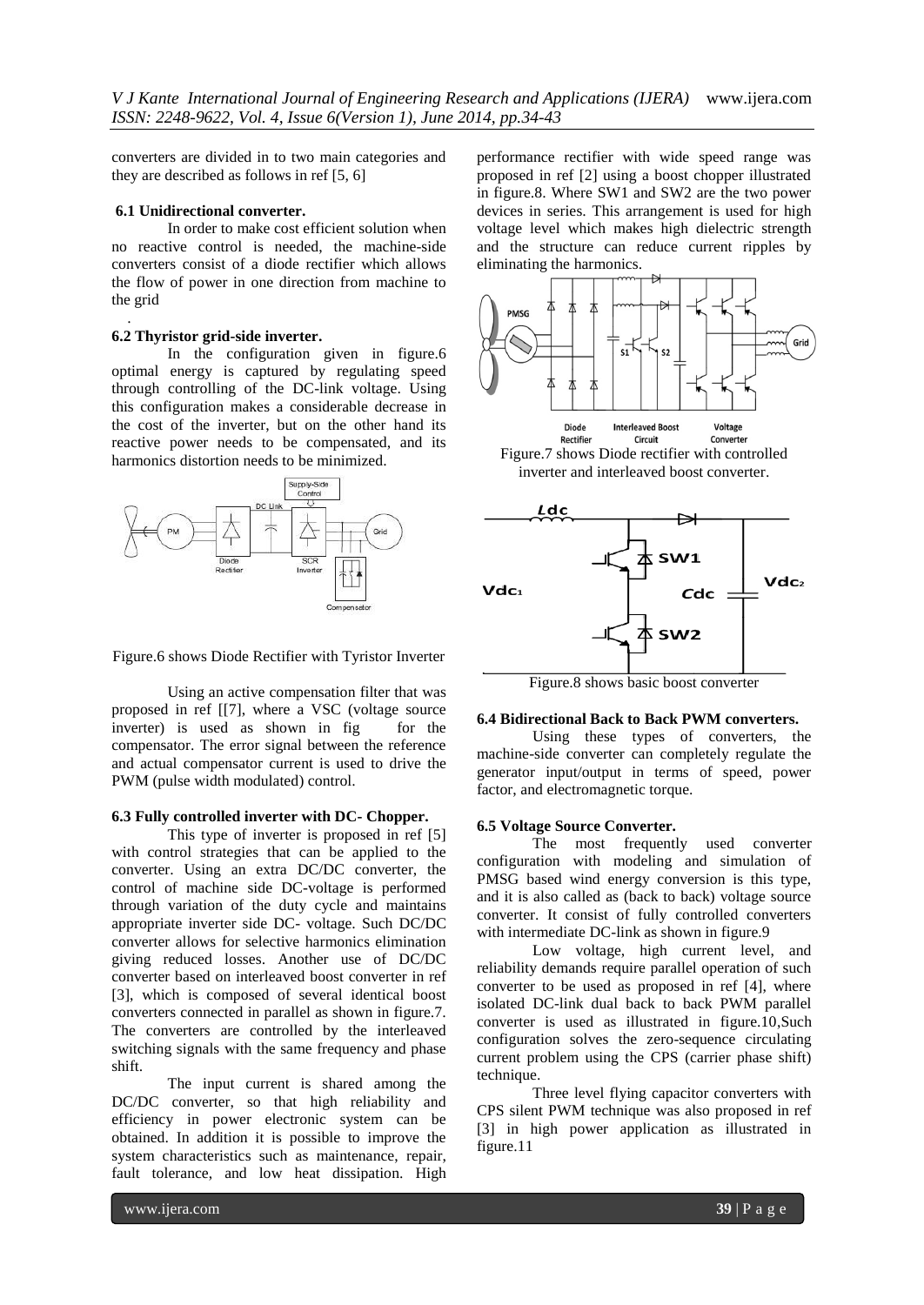converters are divided in to two main categories and they are described as follows in ref [5, 6]

### 6.1 Unidirectional converter.

In order to make cost efficient solution when no reactive control is needed, the machine-side converters consist of a diode rectifier which allows the flow of power in one direction from machine to the grid

.

### 6.2 Thyristor grid-side inverter.

In the configuration given in figure.6 optimal energy is captured by regulating speed through controlling of the DC-link voltage. Using this configuration makes a considerable decrease in the cost of the inverter, but on the other hand its reactive power needs to be compensated, and its harmonics distortion needs to be minimized.

Figure.6 shows Diode Rectifier with Tyristor Inverter

Using an active compensation filter that was proposed in ref [[7], where a VSC (voltage source inverter) is used as shown in fig for the compensator. The error signal between the reference and actual compensator current is used to drive the PWM (pulse width modulated) control.

### 6.3 Fully controlled inverter with DC- Chopper.

This type of inverter is proposed in ref [5] with control strategies that can be applied to the converter. Using an extra DC/DC converter, the control of machine side DC-voltage is performed through variation of the duty cycle and maintains appropriate inverter side DC- voltage. Such DC/DC converter allows for selective harmonics elimination giving reduced losses. Another use of DC/DC converter based on interleaved boost converter in ref [3], which is composed of several identical boost converters connected in parallel as shown in figure.7. The converters are controlled by the interleaved switching signals with the same frequency and phase shift.

The input current is shared among the DC/DC converter, so that high reliability and efficiency in power electronic system can be obtained. In addition it is possible to improve the system characteristics such as maintenance, repair, fault tolerance, and low heat dissipation. High performance rectifier with wide speed range was proposed in ref [2] using a boost chopper illustrated in figure.8. Where SW1 and SW2 are the two power devices in series. This arrangement is used for high voltage level which makes high dielectric strength and the structure can reduce current ripples by eliminating the harmonics.

Figure.7 shows Diode rectifier with controlled inverter and interleaved boost converter.

Figure.8 shows basic boost converter

### 6.4 Bidirectional Back to Back PWM converters.

Using these types of converters, the machine-side converter can completely regulate the generator input/output in terms of speed, power factor, and electromagnetic torque.

### 6.5 Voltage Source Converter.

The most frequently used converter configuration with modeling and simulation of PMSG based wind energy conversion is this type, and it is also called as (back to back) voltage source converter. It consist of fully controlled converters with intermediate DC-link as shown in figure.9

Low voltage, high current level, and reliability demands require parallel operation of such converter to be used as proposed in ref [4], where isolated DC-link dual back to back PWM parallel converter is used as illustrated in figure.10,Such configuration solves the zero-sequence circulating current problem using the CPS (carrier phase shift) technique.

Three level flying capacitor converters with CPS silent PWM technique was also proposed in ref [3] in high power application as illustrated in figure.11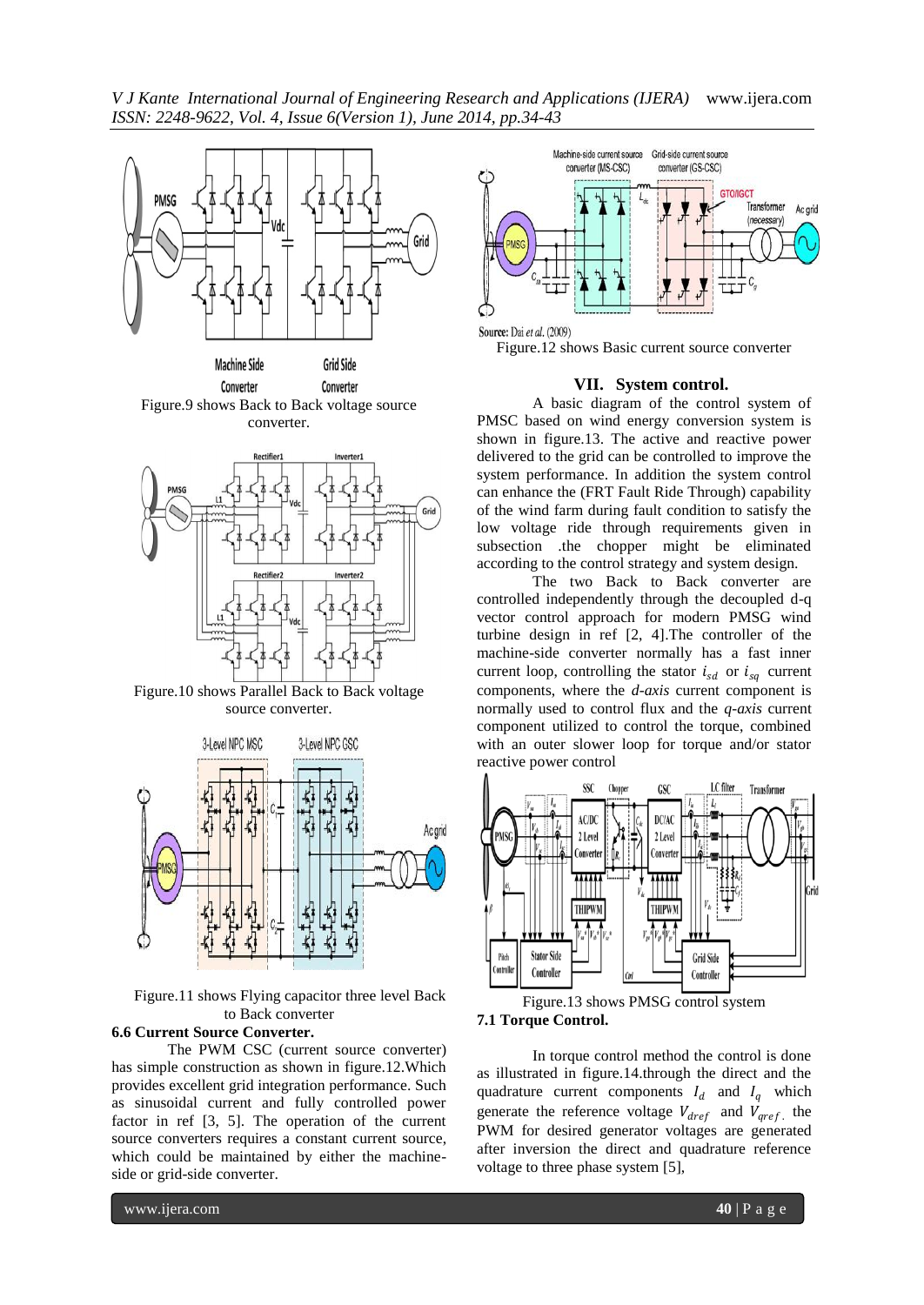Figure.9 shows Back to Back voltage source converter.

Figure.10 shows Parallel Back to Back voltage source converter.

Figure.11 shows Flying capacitor three level Back to Back converter

**6.6 Current Source Converter.**

The PWM CSC (current source converter) has simple construction as shown in figure.12.Which provides excellent grid integration performance. Such as sinusoidal current and fully controlled power factor in ref [3, 5]. The operation of the current source converters requires a constant current source, which could be maintained by either the machine-side or grid-side converter.

Source: Dai *et al.* (2009)

Figure.12 shows Basic current source converter

## VII. System control.

A basic diagram of the control system of PMSC based on wind energy conversion system is shown in figure.13. The active and reactive power delivered to the grid can be controlled to improve the system performance. In addition the system control can enhance the (FRT Fault Ride Through) capability of the wind farm during fault condition to satisfy the low voltage ride through requirements given in subsection .the chopper might be eliminated according to the control strategy and system design.

The two Back to Back converter are controlled independently through the decoupled d-q vector control approach for modern PMSG wind turbine design in ref [2, 4].The controller of the machine-side converter normally has a fast inner current loop, controlling the stator $i_{sd}$ or $i_{sq}$ current components, where the *d-axis* current component is normally used to control flux and the *q-axis* current component utilized to control the torque, combined with an outer slower loop for torque and/or stator reactive power control

Figure.13 shows PMSG control system

**7.1 Torque Control.**

In torque control method the control is done as illustrated in figure.14.through the direct and the quadrature current components $I_d$ and $I_q$ which generate the reference voltage $V_{dref}$ and $V_{qref}$. the PWM for desired generator voltages are generated after inversion the direct and quadrature reference voltage to three phase system [5],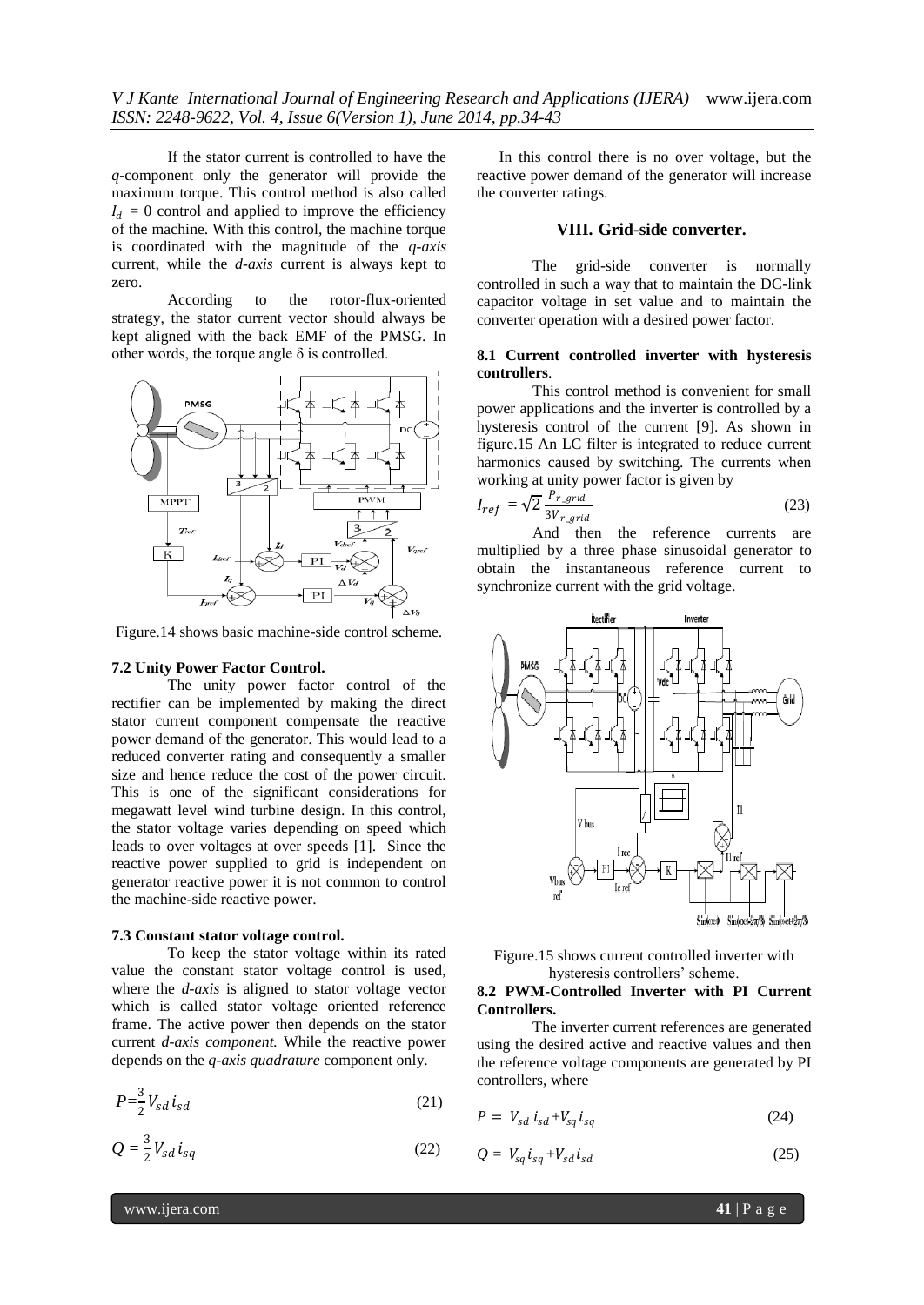If the stator current is controlled to have the *q*-component only the generator will provide the maximum torque. This control method is also called $I_d = 0$ control and applied to improve the efficiency of the machine. With this control, the machine torque is coordinated with the magnitude of the *q-axis* current, while the *d-axis* current is always kept to zero.

According to the rotor-flux-oriented strategy, the stator current vector should always be kept aligned with the back EMF of the PMSG. In other words, the torque angle δ is controlled.

Figure.14 shows basic machine-side control scheme.

**7.2 Unity Power Factor Control.**

The unity power factor control of the rectifier can be implemented by making the direct stator current component compensate the reactive power demand of the generator. This would lead to a reduced converter rating and consequently a smaller size and hence reduce the cost of the power circuit. This is one of the significant considerations for megawatt level wind turbine design. In this control, the stator voltage varies depending on speed which leads to over voltages at over speeds [1]. Since the reactive power supplied to grid is independent on generator reactive power it is not common to control the machine-side reactive power.

**7.3 Constant stator voltage control.**

To keep the stator voltage within its rated value the constant stator voltage control is used, where the *d-axis* is aligned to stator voltage vector which is called stator voltage oriented reference frame. The active power then depends on the stator current *d-axis component.* While the reactive power depends on the *q-axis quadrature* component only.

$$P=\frac{3}{2}V_{sd}\,i_{sd} \tag{21}$$

$$Q=\frac{3}{2}V_{sd}\,i_{sq} \tag{22}$$

In this control there is no over voltage, but the reactive power demand of the generator will increase the converter ratings.

## VIII. Grid-side converter.

The grid-side converter is normally controlled in such a way that to maintain the DC-link capacitor voltage in set value and to maintain the converter operation with a desired power factor.

**8.1 Current controlled inverter with hysteresis controllers**.

This control method is convenient for small power applications and the inverter is controlled by a hysteresis control of the current [9]. As shown in figure.15 An LC filter is integrated to reduce current harmonics caused by switching. The currents when working at unity power factor is given by

$$I_{ref}=\sqrt{2}\,\frac{P_{r\_grid}}{3V_{r\_grid}} \tag{23}$$

And then the reference currents are multiplied by a three phase sinusoidal generator to obtain the instantaneous reference current to synchronize current with the grid voltage.

Figure.15 shows current controlled inverter with hysteresis controllers' scheme.

**8.2 PWM-Controlled Inverter with PI Current Controllers.**

The inverter current references are generated using the desired active and reactive values and then the reference voltage components are generated by PI controllers, where

$$P=\;V_{sd}\,i_{sd}+V_{sq}\,i_{sq} \tag{24}$$

$$Q=\;V_{sq}\,i_{sq}+V_{sd}\,i_{sd} \tag{25}$$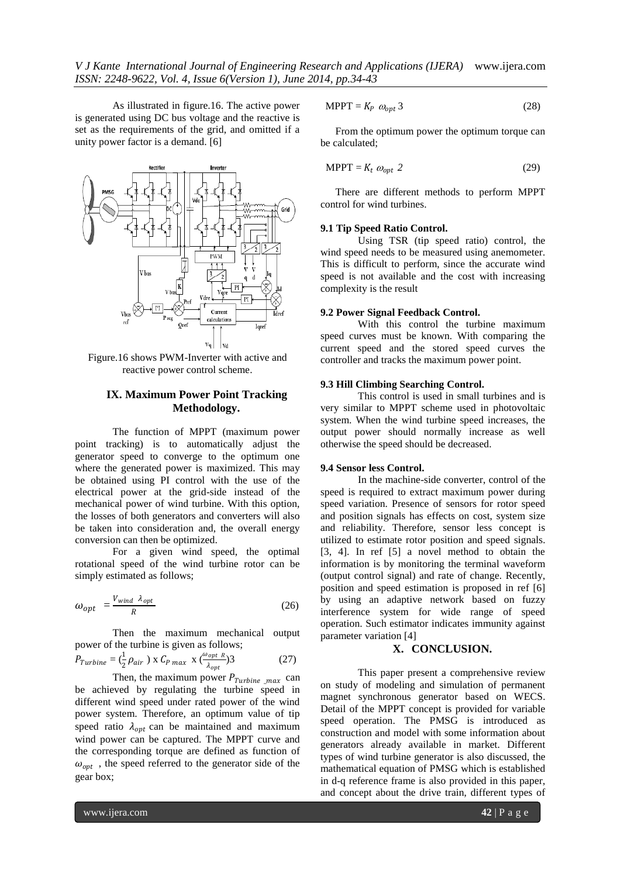As illustrated in figure.16. The active power is generated using DC bus voltage and the reactive is set as the requirements of the grid, and omitted if a unity power factor is a demand. [6]

Figure.16 shows PWM-Inverter with active and reactive power control scheme.

## IX. Maximum Power Point Tracking Methodology.

The function of MPPT (maximum power point tracking) is to automatically adjust the generator speed to converge to the optimum one where the generated power is maximized. This may be obtained using PI control with the use of the electrical power at the grid-side instead of the mechanical power of wind turbine. With this option, the losses of both generators and converters will also be taken into consideration and, the overall energy conversion can then be optimized.

For a given wind speed, the optimal rotational speed of the wind turbine rotor can be simply estimated as follows;

$$\omega_{opt} = \frac{V_{wind} \ \lambda_{opt}}{R} \tag{26}$$

Then the maximum mechanical output power of the turbine is given as follows;

$$P_{Turbine} = (\tfrac{1}{2}\rho_{air}) \text{ x } C_{P\,max} \text{ x } (\frac{\omega_{opt\ R}}{\lambda_{opt}})3 \tag{27}$$

Then, the maximum power $P_{Turbine\ \_max}$ can be achieved by regulating the turbine speed in different wind speed under rated power of the wind power system. Therefore, an optimum value of tip speed ratio $\lambda_{opt}$ can be maintained and maximum wind power can be captured. The MPPT curve and the corresponding torque are defined as function of $\omega_{opt}$ , the speed referred to the generator side of the gear box;

$$\text{MPPT} = K_P \ \omega_{opt} \ 3 \tag{28}$$

From the optimum power the optimum torque can be calculated;

$$\text{MPPT} = K_t \ \omega_{opt} \ 2 \tag{29}$$

There are different methods to perform MPPT control for wind turbines.

### 9.1 Tip Speed Ratio Control.

Using TSR (tip speed ratio) control, the wind speed needs to be measured using anemometer. This is difficult to perform, since the accurate wind speed is not available and the cost with increasing complexity is the result

### 9.2 Power Signal Feedback Control.

With this control the turbine maximum speed curves must be known. With comparing the current speed and the stored speed curves the controller and tracks the maximum power point.

### 9.3 Hill Climbing Searching Control.

This control is used in small turbines and is very similar to MPPT scheme used in photovoltaic system. When the wind turbine speed increases, the output power should normally increase as well otherwise the speed should be decreased.

### 9.4 Sensor less Control.

In the machine-side converter, control of the speed is required to extract maximum power during speed variation. Presence of sensors for rotor speed and position signals has effects on cost, system size and reliability. Therefore, sensor less concept is utilized to estimate rotor position and speed signals. [3, 4]. In ref [5] a novel method to obtain the information is by monitoring the terminal waveform (output control signal) and rate of change. Recently, position and speed estimation is proposed in ref [6] by using an adaptive network based on fuzzy interference system for wide range of speed operation. Such estimator indicates immunity against parameter variation [4]

## X. CONCLUSION.

This paper present a comprehensive review on study of modeling and simulation of permanent magnet synchronous generator based on WECS. Detail of the MPPT concept is provided for variable speed operation. The PMSG is introduced as construction and model with some information about generators already available in market. Different types of wind turbine generator is also discussed, the mathematical equation of PMSG which is established in d-q reference frame is also provided in this paper, and concept about the drive train, different types of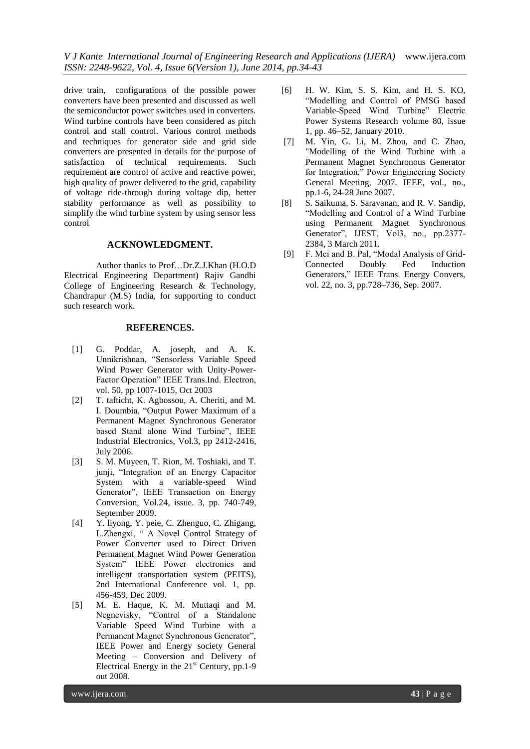drive train, configurations of the possible power converters have been presented and discussed as well the semiconductor power switches used in converters. Wind turbine controls have been considered as pitch control and stall control. Various control methods and techniques for generator side and grid side converters are presented in details for the purpose of satisfaction of technical requirements. Such requirement are control of active and reactive power, high quality of power delivered to the grid, capability of voltage ride-through during voltage dip, better stability performance as well as possibility to simplify the wind turbine system by using sensor less control

## ACKNOWLEDGMENT.

Author thanks to Prof…Dr.Z.J.Khan (H.O.D Electrical Engineering Department) Rajiv Gandhi College of Engineering Research & Technology, Chandrapur (M.S) India, for supporting to conduct such research work.

## REFERENCES.

[1] G. Poddar, A. joseph, and A. K. Unnikrishnan, "Sensorless Variable Speed Wind Power Generator with Unity-Power-Factor Operation" IEEE Trans.Ind. Electron, vol. 50, pp 1007-1015, Oct 2003

[2] T. tafticht, K. Agbossou, A. Cheriti, and M. I. Doumbia, "Output Power Maximum of a Permanent Magnet Synchronous Generator based Stand alone Wind Turbine", IEEE Industrial Electronics, Vol.3, pp 2412-2416, July 2006.

[3] S. M. Muyeen, T. Rion, M. Toshiaki, and T. junji, "Integration of an Energy Capacitor System with a variable-speed Wind Generator", IEEE Transaction on Energy Conversion, Vol.24, issue. 3, pp. 740-749, September 2009.

[4] Y. liyong, Y. peie, C. Zhenguo, C. Zhigang, L.Zhengxi, " A Novel Control Strategy of Power Converter used to Direct Driven Permanent Magnet Wind Power Generation System" IEEE Power electronics and intelligent transportation system (PEITS), 2nd International Conference vol. 1, pp. 456-459, Dec 2009.

[5] M. E. Haque, K. M. Muttaqi and M. Negnevisky, "Control of a Standalone Variable Speed Wind Turbine with a Permanent Magnet Synchronous Generator", IEEE Power and Energy society General Meeting – Conversion and Delivery of Electrical Energy in the 21st Century, pp.1-9 out 2008.

[6] H. W. Kim, S. S. Kim, and H. S. KO, "Modelling and Control of PMSG based Variable-Speed Wind Turbine" Electric Power Systems Research volume 80, issue 1, pp. 46–52, January 2010.

[7] M. Yin, G. Li, M. Zhou, and C. Zhao, "Modelling of the Wind Turbine with a Permanent Magnet Synchronous Generator for Integration," Power Engineering Society General Meeting, 2007. IEEE, vol., no., pp.1-6, 24-28 June 2007.

[8] S. Saikuma, S. Saravanan, and R. V. Sandip, "Modelling and Control of a Wind Turbine using Permanent Magnet Synchronous Generator", IJEST, Vol3, no., pp.2377-2384, 3 March 2011.

[9] F. Mei and B. Pal, "Modal Analysis of Grid-Connected Doubly Fed Induction Generators," IEEE Trans. Energy Convers, vol. 22, no. 3, pp.728–736, Sep. 2007.